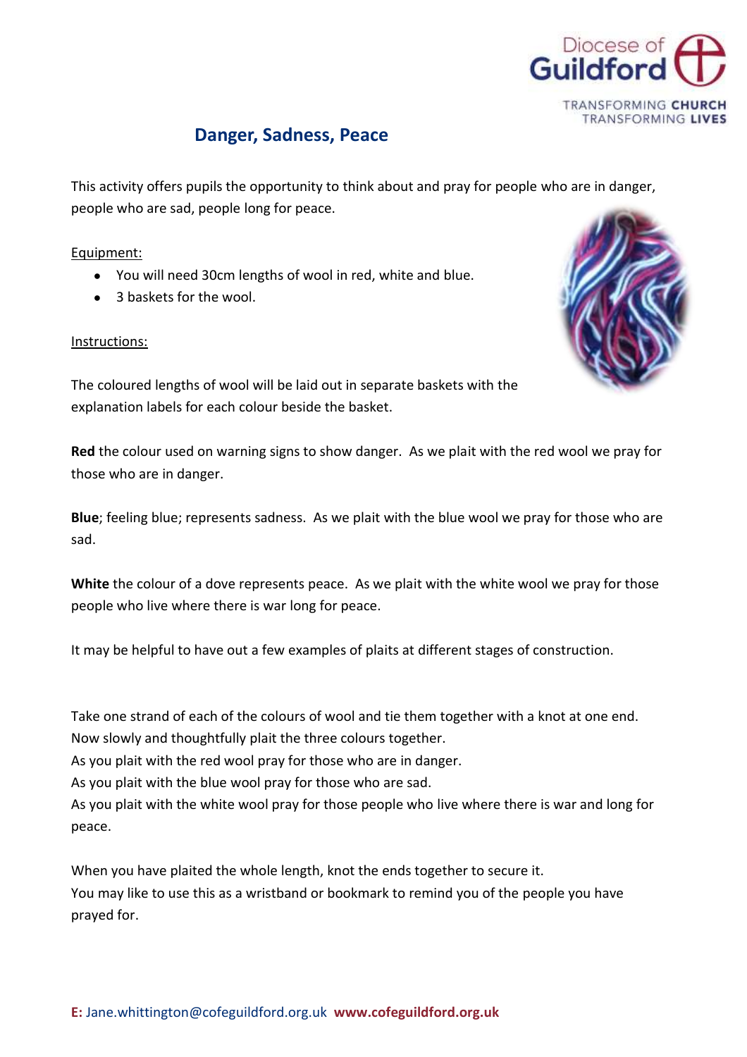# Danger, Sadness, Peace

This activity offers pupils the opportunity to think about and pray for people who are in danger, people who are sad, people long for peace.

Equipment:

- You will need 30cm lengths of wool in red, white and blue.
- 3 baskets for the wool.

Instructions:

The coloured lengths of wool will be laid out in separate baskets with the explanation labels for each colour beside the basket.

**Red** the colour used on warning signs to show danger. As we plait with the red wool we pray for those who are in danger.

**Blue**; feeling blue; represents sadness. As we plait with the blue wool we pray for those who are sad.

**White** the colour of a dove represents peace. As we plait with the white wool we pray for those people who live where there is war long for peace.

It may be helpful to have out a few examples of plaits at different stages of construction.

Take one strand of each of the colours of wool and tie them together with a knot at one end.
Now slowly and thoughtfully plait the three colours together.
As you plait with the red wool pray for those who are in danger.
As you plait with the blue wool pray for those who are sad.
As you plait with the white wool pray for those people who live where there is war and long for peace.

When you have plaited the whole length, knot the ends together to secure it.
You may like to use this as a wristband or bookmark to remind you of the people you have prayed for.

**E:** Jane.whittington@cofeguildford.org.uk **www.cofeguildford.org.uk**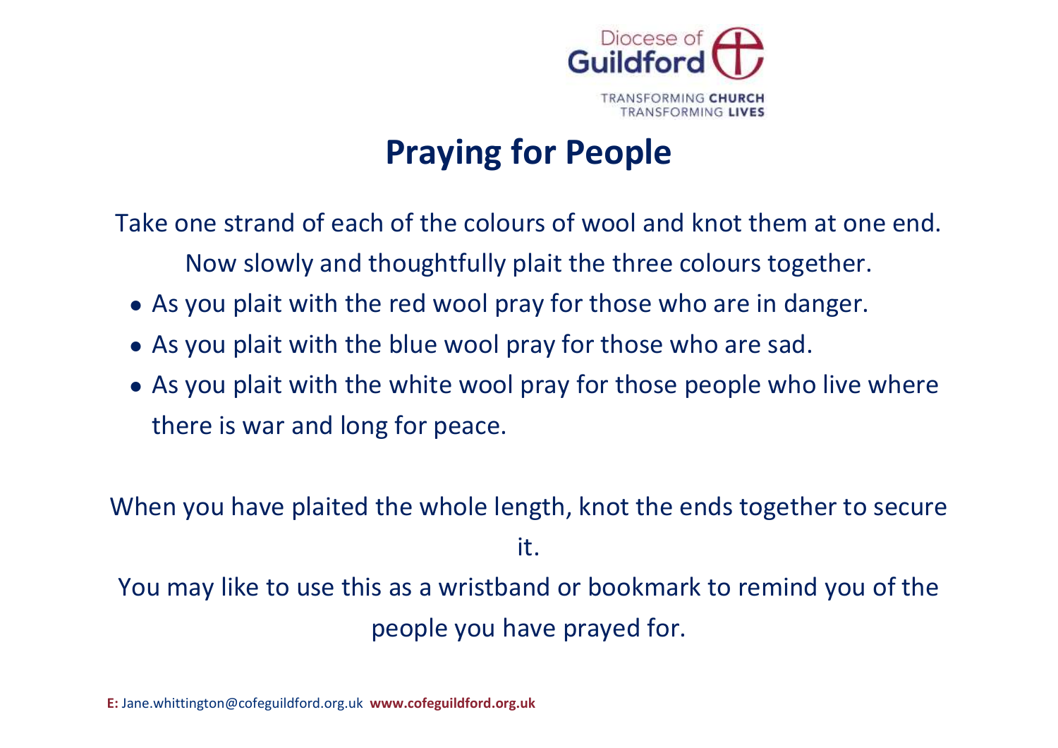Diocese of Guildford

TRANSFORMING CHURCH
TRANSFORMING LIVES

# Praying for People

Take one strand of each of the colours of wool and knot them at one end.
Now slowly and thoughtfully plait the three colours together.

- As you plait with the red wool pray for those who are in danger.
- As you plait with the blue wool pray for those who are sad.
- As you plait with the white wool pray for those people who live where there is war and long for peace.

When you have plaited the whole length, knot the ends together to secure it.

You may like to use this as a wristband or bookmark to remind you of the people you have prayed for.

**E:** Jane.whittington@cofeguildford.org.uk **www.cofeguildford.org.uk**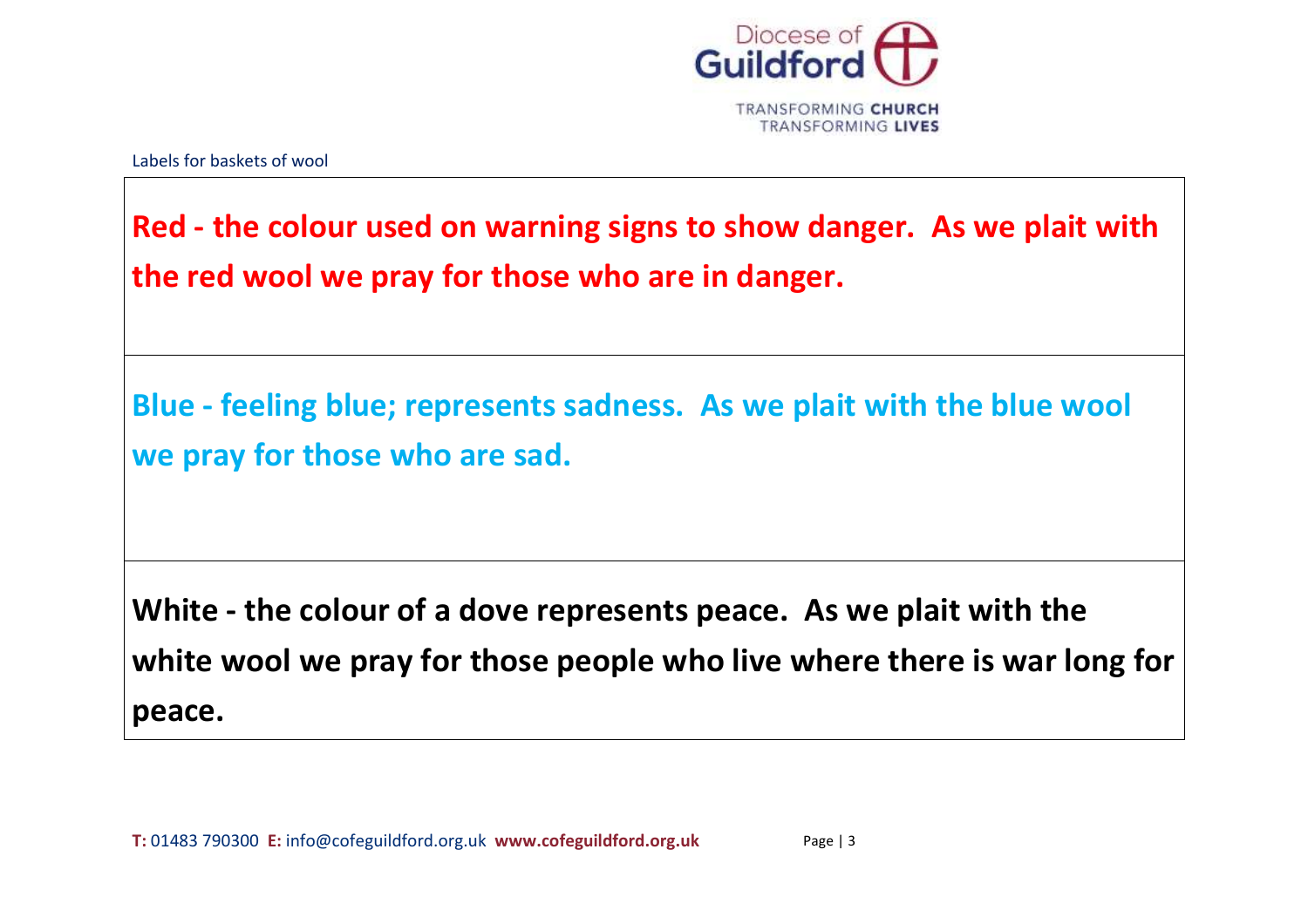Labels for baskets of wool

| |
|---|
| **Red - the colour used on warning signs to show danger. As we plait with the red wool we pray for those who are in danger.** |
| **Blue - feeling blue; represents sadness. As we plait with the blue wool we pray for those who are sad.** |
| **White - the colour of a dove represents peace. As we plait with the white wool we pray for those people who live where there is war long for peace.** |

**T:** 01483 790300 **E:** info@cofeguildford.org.uk **www.cofeguildford.org.uk**